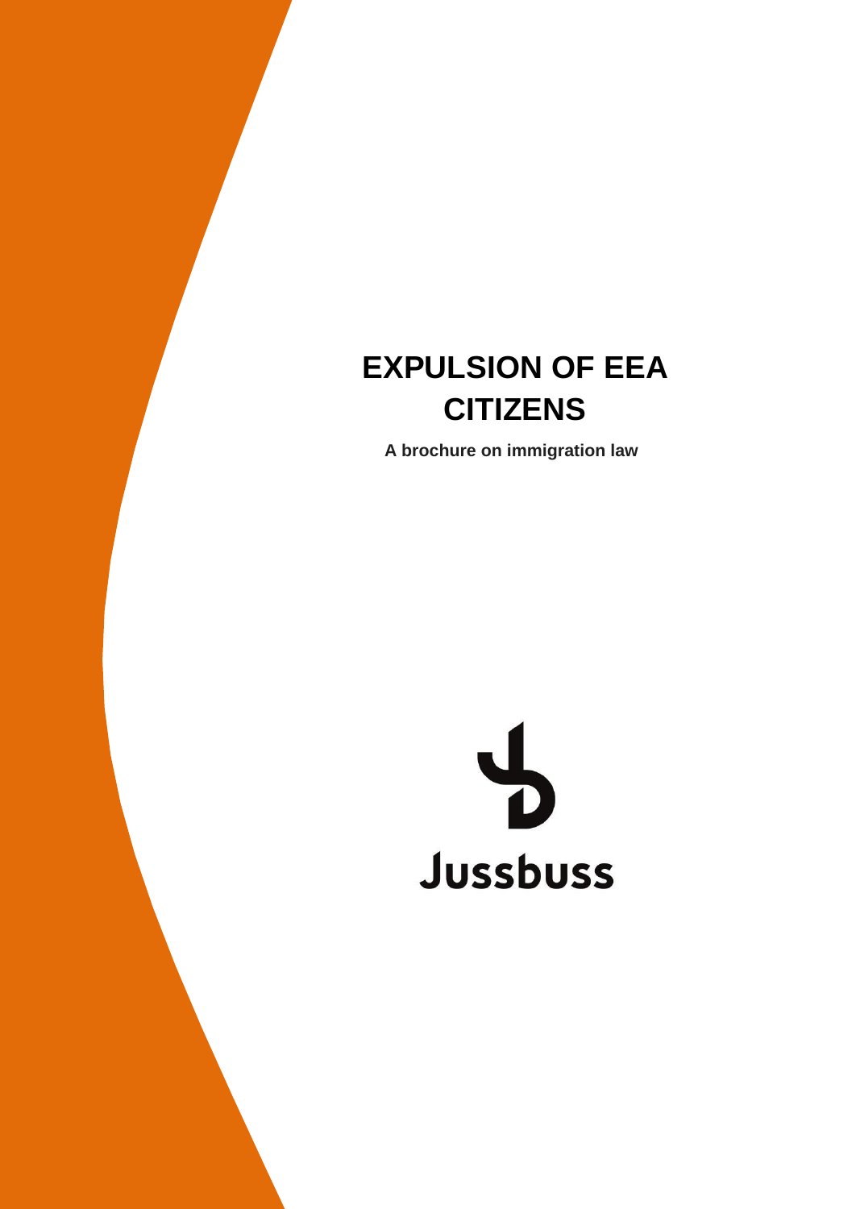# EXPULSION OF EEA CITIZENS

**A brochure on immigration law**

Jussbuss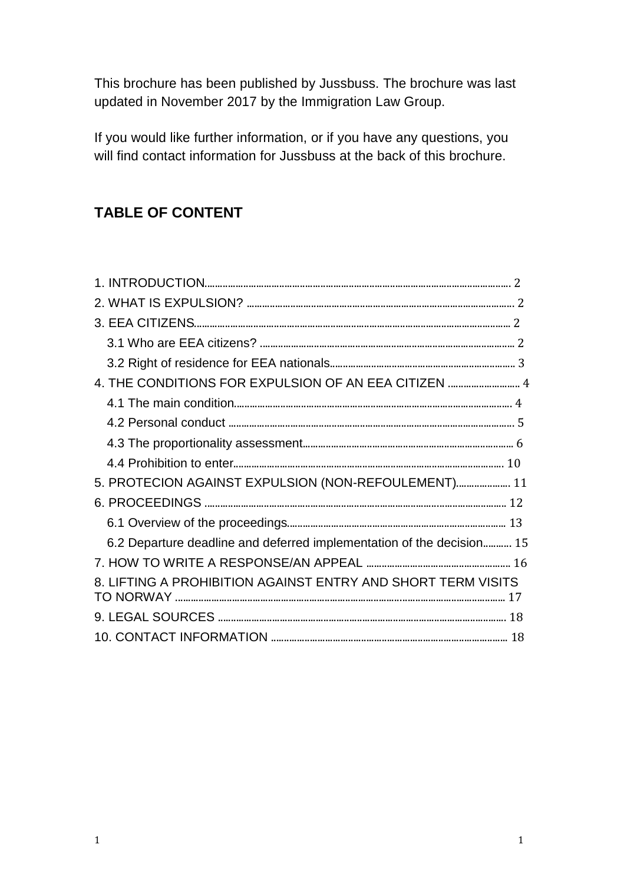This brochure has been published by Jussbuss. The brochure was last updated in November 2017 by the Immigration Law Group.

If you would like further information, or if you have any questions, you will find contact information for Jussbuss at the back of this brochure.

## TABLE OF CONTENT

1. INTRODUCTION........................................................................................................ 2
2. WHAT IS EXPULSION? ........................................................................................... 2
3. EEA CITIZENS............................................................................................................ 2
   - 3.1 Who are EEA citizens? ....................................................................................... 2
   - 3.2 Right of residence for EEA nationals......................................................................... 3
4. THE CONDITIONS FOR EXPULSION OF AN EEA CITIZEN ............................ 4
   - 4.1 The main condition............................................................................................... 4
   - 4.2 Personal conduct .................................................................................................. 5
   - 4.3 The proportionality assessment................................................................................ 6
   - 4.4 Prohibition to enter............................................................................................ 10
5. PROTECION AGAINST EXPULSION (NON-REFOULEMENT)..................... 11
6. PROCEEDINGS ........................................................................................................ 12
   - 6.1 Overview of the proceedings.................................................................................... 13
   - 6.2 Departure deadline and deferred implementation of the decision........... 15
7. HOW TO WRITE A RESPONSE/AN APPEAL ......................................................... 16
8. LIFTING A PROHIBITION AGAINST ENTRY AND SHORT TERM VISITS TO NORWAY ............................................................................................................ 17
9. LEGAL SOURCES ................................................................................................... 18
10. CONTACT INFORMATION ................................................................................... 18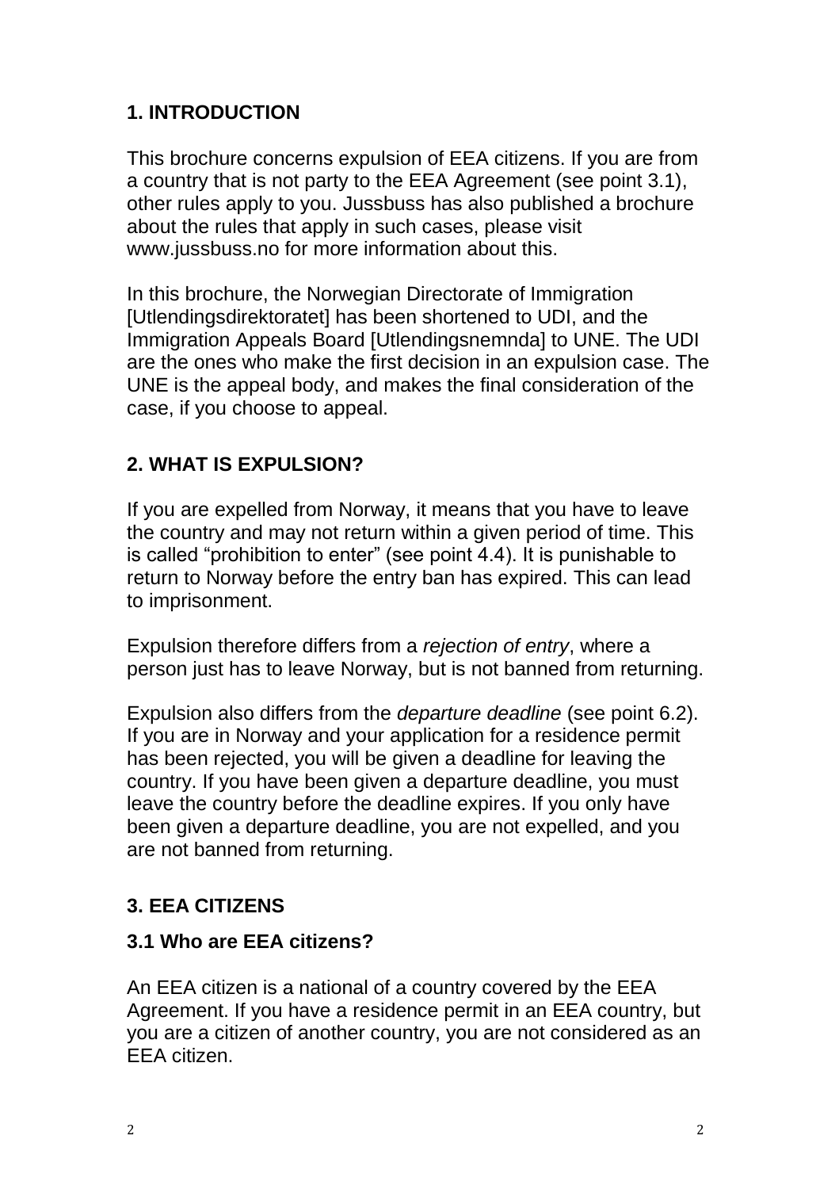## 1. INTRODUCTION

This brochure concerns expulsion of EEA citizens. If you are from a country that is not party to the EEA Agreement (see point 3.1), other rules apply to you. Jussbuss has also published a brochure about the rules that apply in such cases, please visit www.jussbuss.no for more information about this.

In this brochure, the Norwegian Directorate of Immigration [Utlendingsdirektoratet] has been shortened to UDI, and the Immigration Appeals Board [Utlendingsnemnda] to UNE. The UDI are the ones who make the first decision in an expulsion case. The UNE is the appeal body, and makes the final consideration of the case, if you choose to appeal.

## 2. WHAT IS EXPULSION?

If you are expelled from Norway, it means that you have to leave the country and may not return within a given period of time. This is called "prohibition to enter" (see point 4.4). It is punishable to return to Norway before the entry ban has expired. This can lead to imprisonment.

Expulsion therefore differs from a *rejection of entry*, where a person just has to leave Norway, but is not banned from returning.

Expulsion also differs from the *departure deadline* (see point 6.2). If you are in Norway and your application for a residence permit has been rejected, you will be given a deadline for leaving the country. If you have been given a departure deadline, you must leave the country before the deadline expires. If you only have been given a departure deadline, you are not expelled, and you are not banned from returning.

## 3. EEA CITIZENS

### 3.1 Who are EEA citizens?

An EEA citizen is a national of a country covered by the EEA Agreement. If you have a residence permit in an EEA country, but you are a citizen of another country, you are not considered as an EEA citizen.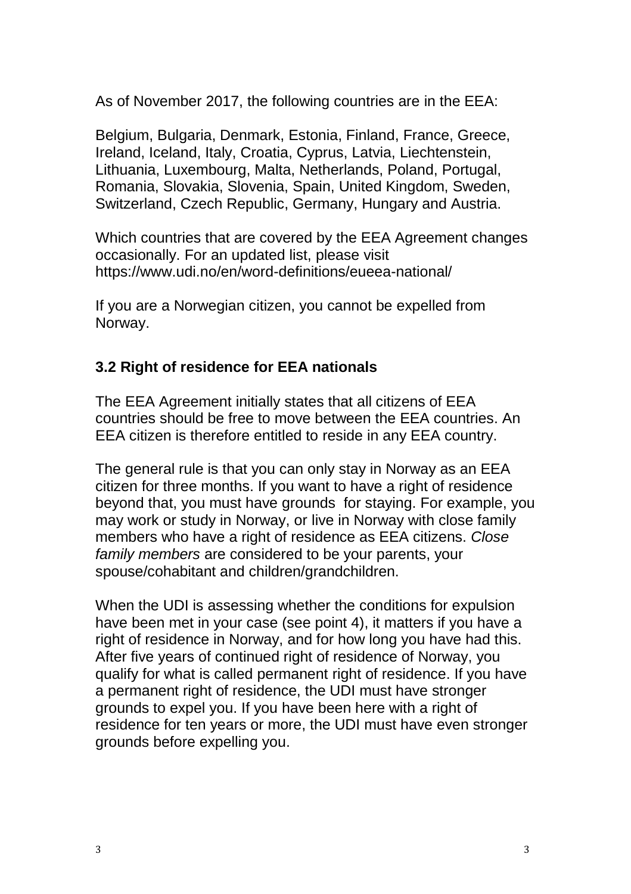As of November 2017, the following countries are in the EEA:

Belgium, Bulgaria, Denmark, Estonia, Finland, France, Greece, Ireland, Iceland, Italy, Croatia, Cyprus, Latvia, Liechtenstein, Lithuania, Luxembourg, Malta, Netherlands, Poland, Portugal, Romania, Slovakia, Slovenia, Spain, United Kingdom, Sweden, Switzerland, Czech Republic, Germany, Hungary and Austria.

Which countries that are covered by the EEA Agreement changes occasionally. For an updated list, please visit https://www.udi.no/en/word-definitions/eueea-national/

If you are a Norwegian citizen, you cannot be expelled from Norway.

### 3.2 Right of residence for EEA nationals

The EEA Agreement initially states that all citizens of EEA countries should be free to move between the EEA countries. An EEA citizen is therefore entitled to reside in any EEA country.

The general rule is that you can only stay in Norway as an EEA citizen for three months. If you want to have a right of residence beyond that, you must have grounds for staying. For example, you may work or study in Norway, or live in Norway with close family members who have a right of residence as EEA citizens. *Close family members* are considered to be your parents, your spouse/cohabitant and children/grandchildren.

When the UDI is assessing whether the conditions for expulsion have been met in your case (see point 4), it matters if you have a right of residence in Norway, and for how long you have had this. After five years of continued right of residence of Norway, you qualify for what is called permanent right of residence. If you have a permanent right of residence, the UDI must have stronger grounds to expel you. If you have been here with a right of residence for ten years or more, the UDI must have even stronger grounds before expelling you.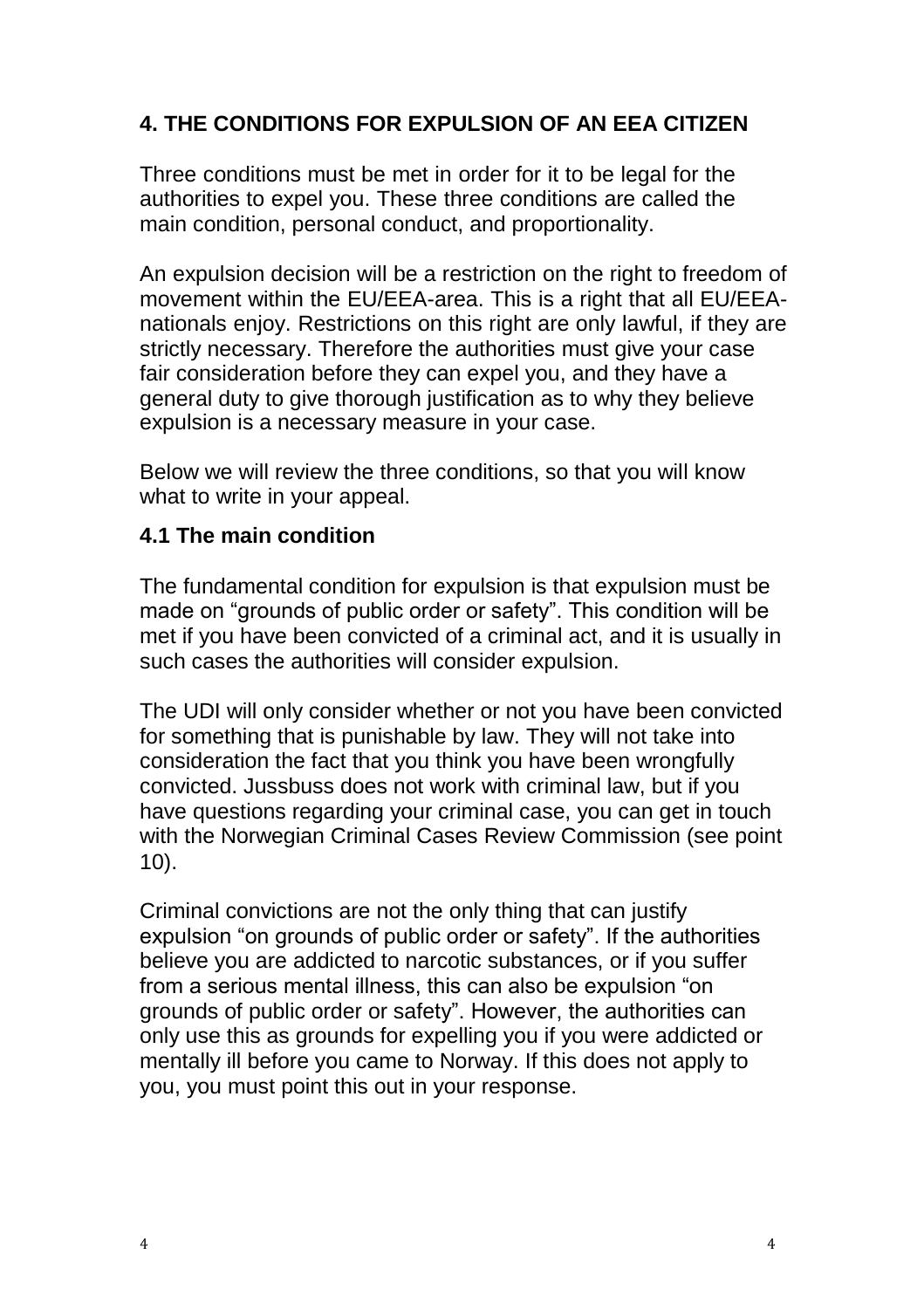## 4. THE CONDITIONS FOR EXPULSION OF AN EEA CITIZEN

Three conditions must be met in order for it to be legal for the authorities to expel you. These three conditions are called the main condition, personal conduct, and proportionality.

An expulsion decision will be a restriction on the right to freedom of movement within the EU/EEA-area. This is a right that all EU/EEA-nationals enjoy. Restrictions on this right are only lawful, if they are strictly necessary. Therefore the authorities must give your case fair consideration before they can expel you, and they have a general duty to give thorough justification as to why they believe expulsion is a necessary measure in your case.

Below we will review the three conditions, so that you will know what to write in your appeal.

### 4.1 The main condition

The fundamental condition for expulsion is that expulsion must be made on "grounds of public order or safety". This condition will be met if you have been convicted of a criminal act, and it is usually in such cases the authorities will consider expulsion.

The UDI will only consider whether or not you have been convicted for something that is punishable by law. They will not take into consideration the fact that you think you have been wrongfully convicted. Jussbuss does not work with criminal law, but if you have questions regarding your criminal case, you can get in touch with the Norwegian Criminal Cases Review Commission (see point 10).

Criminal convictions are not the only thing that can justify expulsion "on grounds of public order or safety". If the authorities believe you are addicted to narcotic substances, or if you suffer from a serious mental illness, this can also be expulsion "on grounds of public order or safety". However, the authorities can only use this as grounds for expelling you if you were addicted or mentally ill before you came to Norway. If this does not apply to you, you must point this out in your response.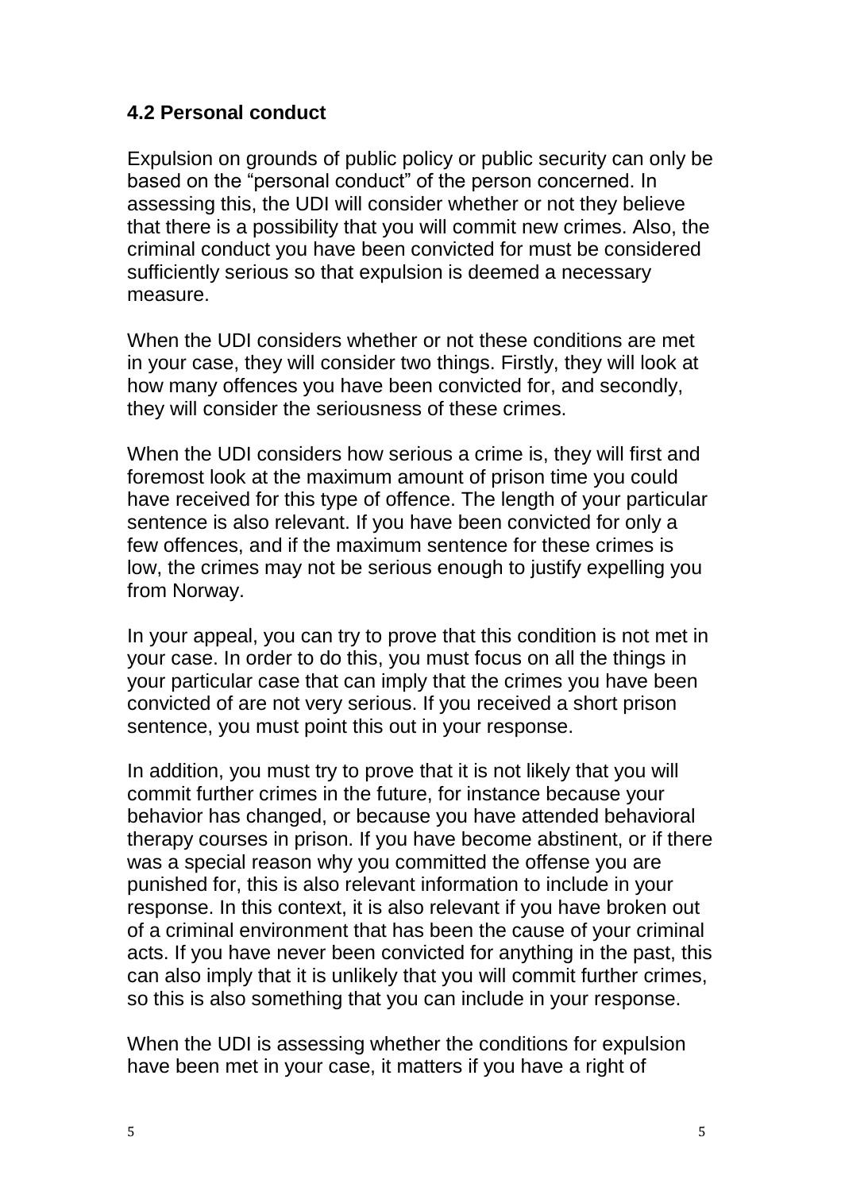### 4.2 Personal conduct

Expulsion on grounds of public policy or public security can only be based on the “personal conduct” of the person concerned. In assessing this, the UDI will consider whether or not they believe that there is a possibility that you will commit new crimes. Also, the criminal conduct you have been convicted for must be considered sufficiently serious so that expulsion is deemed a necessary measure.

When the UDI considers whether or not these conditions are met in your case, they will consider two things. Firstly, they will look at how many offences you have been convicted for, and secondly, they will consider the seriousness of these crimes.

When the UDI considers how serious a crime is, they will first and foremost look at the maximum amount of prison time you could have received for this type of offence. The length of your particular sentence is also relevant. If you have been convicted for only a few offences, and if the maximum sentence for these crimes is low, the crimes may not be serious enough to justify expelling you from Norway.

In your appeal, you can try to prove that this condition is not met in your case. In order to do this, you must focus on all the things in your particular case that can imply that the crimes you have been convicted of are not very serious. If you received a short prison sentence, you must point this out in your response.

In addition, you must try to prove that it is not likely that you will commit further crimes in the future, for instance because your behavior has changed, or because you have attended behavioral therapy courses in prison. If you have become abstinent, or if there was a special reason why you committed the offense you are punished for, this is also relevant information to include in your response. In this context, it is also relevant if you have broken out of a criminal environment that has been the cause of your criminal acts. If you have never been convicted for anything in the past, this can also imply that it is unlikely that you will commit further crimes, so this is also something that you can include in your response.

When the UDI is assessing whether the conditions for expulsion have been met in your case, it matters if you have a right of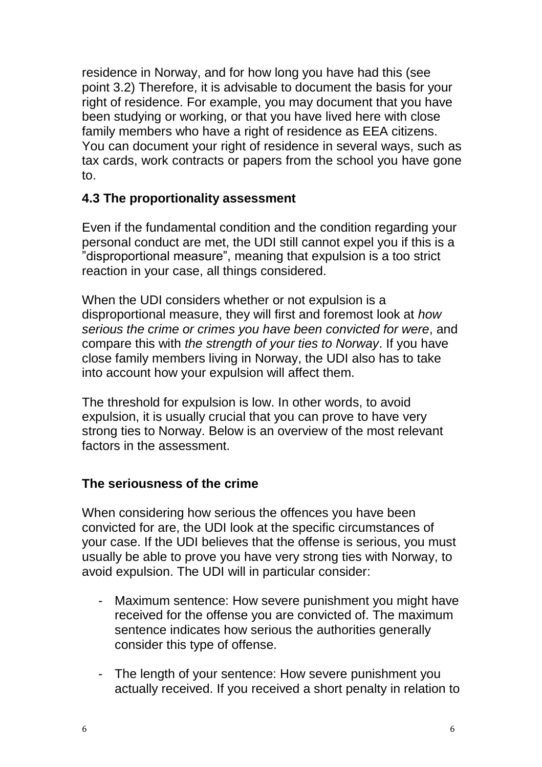residence in Norway, and for how long you have had this (see point 3.2) Therefore, it is advisable to document the basis for your right of residence. For example, you may document that you have been studying or working, or that you have lived here with close family members who have a right of residence as EEA citizens. You can document your right of residence in several ways, such as tax cards, work contracts or papers from the school you have gone to.

### 4.3 The proportionality assessment

Even if the fundamental condition and the condition regarding your personal conduct are met, the UDI still cannot expel you if this is a "disproportional measure", meaning that expulsion is a too strict reaction in your case, all things considered.

When the UDI considers whether or not expulsion is a disproportional measure, they will first and foremost look at *how serious the crime or crimes you have been convicted for were*, and compare this with *the strength of your ties to Norway*. If you have close family members living in Norway, the UDI also has to take into account how your expulsion will affect them.

The threshold for expulsion is low. In other words, to avoid expulsion, it is usually crucial that you can prove to have very strong ties to Norway. Below is an overview of the most relevant factors in the assessment.

#### The seriousness of the crime

When considering how serious the offences you have been convicted for are, the UDI look at the specific circumstances of your case. If the UDI believes that the offense is serious, you must usually be able to prove you have very strong ties with Norway, to avoid expulsion. The UDI will in particular consider:

- Maximum sentence: How severe punishment you might have received for the offense you are convicted of. The maximum sentence indicates how serious the authorities generally consider this type of offense.

- The length of your sentence: How severe punishment you actually received. If you received a short penalty in relation to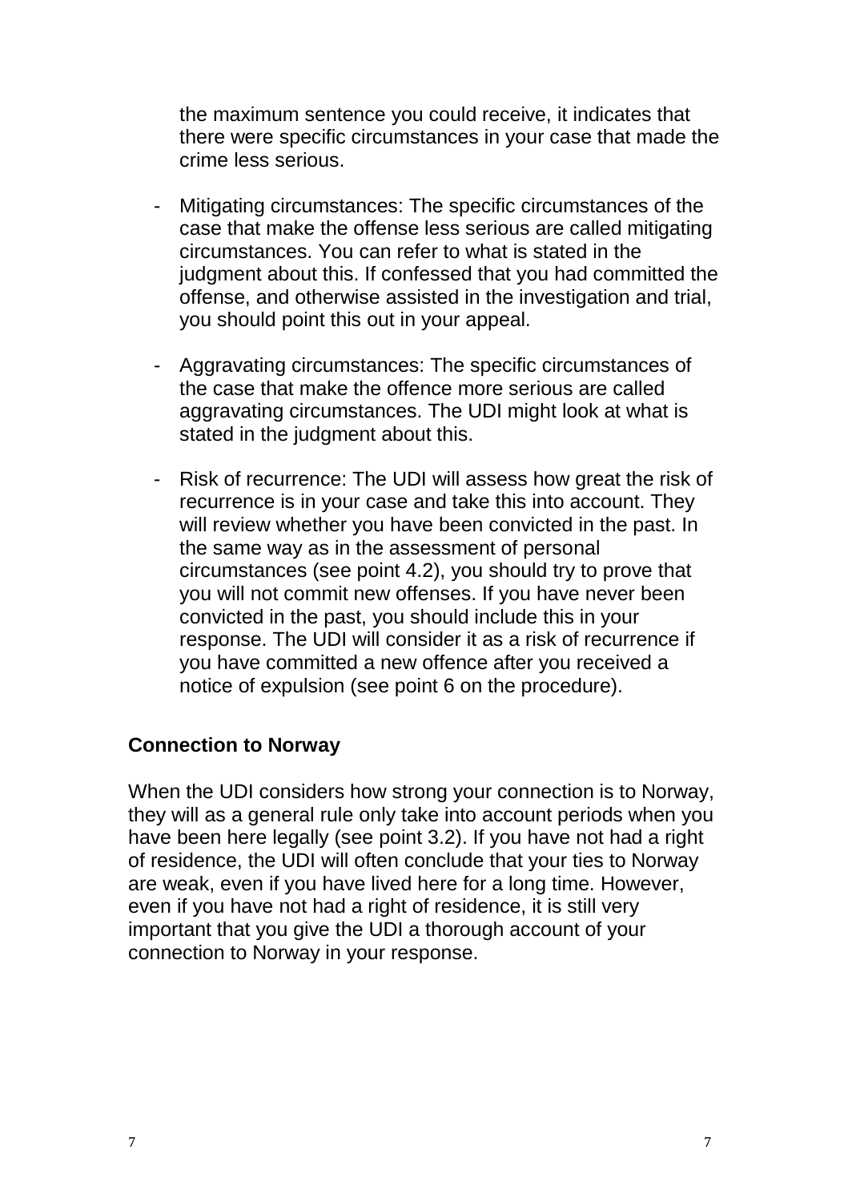the maximum sentence you could receive, it indicates that there were specific circumstances in your case that made the crime less serious.

- Mitigating circumstances: The specific circumstances of the case that make the offense less serious are called mitigating circumstances. You can refer to what is stated in the judgment about this. If confessed that you had committed the offense, and otherwise assisted in the investigation and trial, you should point this out in your appeal.
- Aggravating circumstances: The specific circumstances of the case that make the offence more serious are called aggravating circumstances. The UDI might look at what is stated in the judgment about this.
- Risk of recurrence: The UDI will assess how great the risk of recurrence is in your case and take this into account. They will review whether you have been convicted in the past. In the same way as in the assessment of personal circumstances (see point 4.2), you should try to prove that you will not commit new offenses. If you have never been convicted in the past, you should include this in your response. The UDI will consider it as a risk of recurrence if you have committed a new offence after you received a notice of expulsion (see point 6 on the procedure).

**Connection to Norway**

When the UDI considers how strong your connection is to Norway, they will as a general rule only take into account periods when you have been here legally (see point 3.2). If you have not had a right of residence, the UDI will often conclude that your ties to Norway are weak, even if you have lived here for a long time. However, even if you have not had a right of residence, it is still very important that you give the UDI a thorough account of your connection to Norway in your response.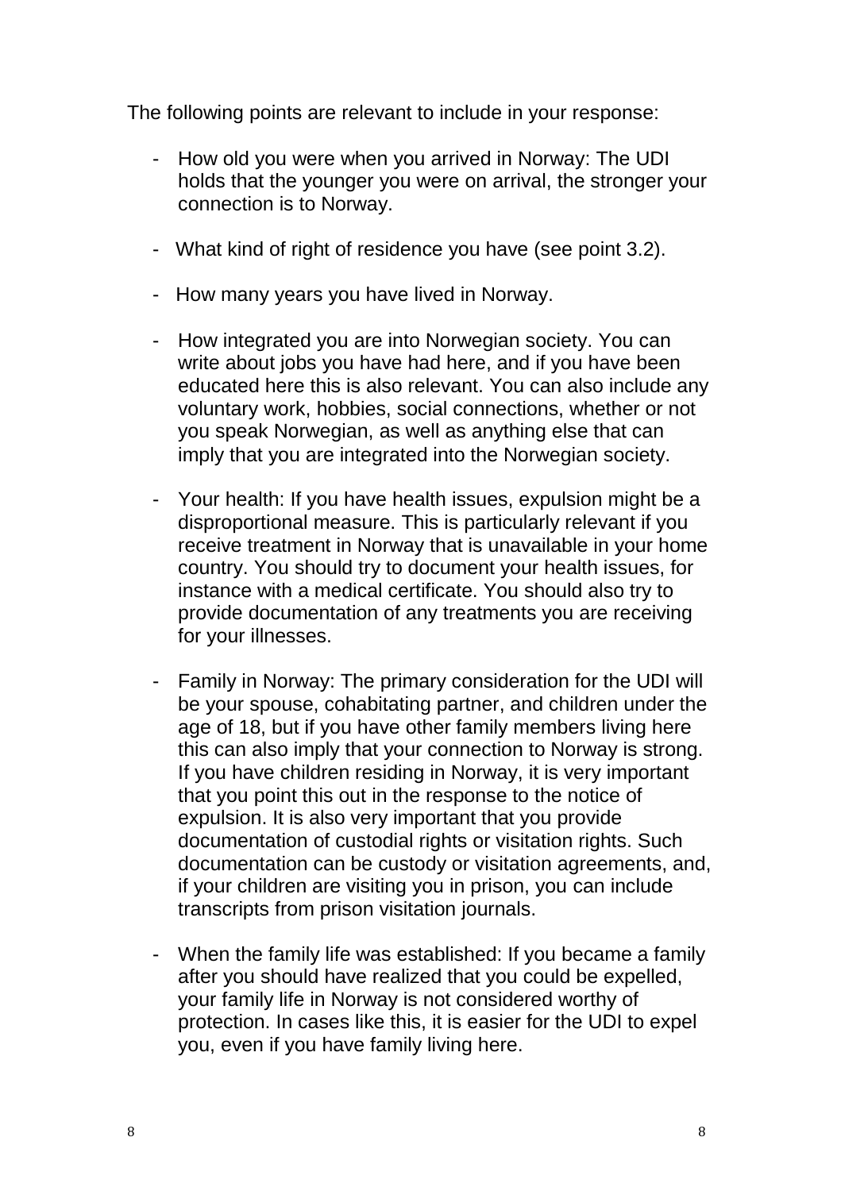The following points are relevant to include in your response:

- How old you were when you arrived in Norway: The UDI holds that the younger you were on arrival, the stronger your connection is to Norway.
- What kind of right of residence you have (see point 3.2).
- How many years you have lived in Norway.
- How integrated you are into Norwegian society. You can write about jobs you have had here, and if you have been educated here this is also relevant. You can also include any voluntary work, hobbies, social connections, whether or not you speak Norwegian, as well as anything else that can imply that you are integrated into the Norwegian society.
- Your health: If you have health issues, expulsion might be a disproportional measure. This is particularly relevant if you receive treatment in Norway that is unavailable in your home country. You should try to document your health issues, for instance with a medical certificate. You should also try to provide documentation of any treatments you are receiving for your illnesses.
- Family in Norway: The primary consideration for the UDI will be your spouse, cohabitating partner, and children under the age of 18, but if you have other family members living here this can also imply that your connection to Norway is strong. If you have children residing in Norway, it is very important that you point this out in the response to the notice of expulsion. It is also very important that you provide documentation of custodial rights or visitation rights. Such documentation can be custody or visitation agreements, and, if your children are visiting you in prison, you can include transcripts from prison visitation journals.
- When the family life was established: If you became a family after you should have realized that you could be expelled, your family life in Norway is not considered worthy of protection. In cases like this, it is easier for the UDI to expel you, even if you have family living here.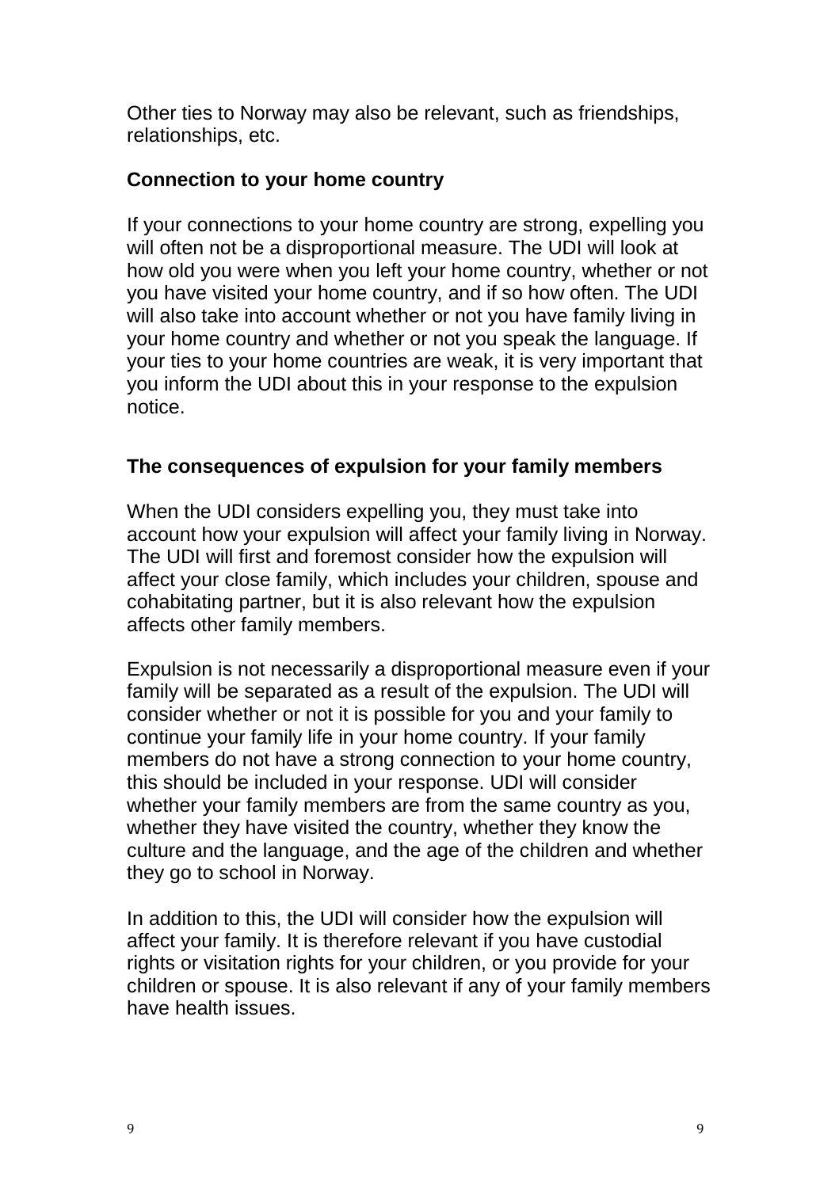Other ties to Norway may also be relevant, such as friendships, relationships, etc.

### Connection to your home country

If your connections to your home country are strong, expelling you will often not be a disproportional measure. The UDI will look at how old you were when you left your home country, whether or not you have visited your home country, and if so how often. The UDI will also take into account whether or not you have family living in your home country and whether or not you speak the language. If your ties to your home countries are weak, it is very important that you inform the UDI about this in your response to the expulsion notice.

### The consequences of expulsion for your family members

When the UDI considers expelling you, they must take into account how your expulsion will affect your family living in Norway. The UDI will first and foremost consider how the expulsion will affect your close family, which includes your children, spouse and cohabitating partner, but it is also relevant how the expulsion affects other family members.

Expulsion is not necessarily a disproportional measure even if your family will be separated as a result of the expulsion. The UDI will consider whether or not it is possible for you and your family to continue your family life in your home country. If your family members do not have a strong connection to your home country, this should be included in your response. UDI will consider whether your family members are from the same country as you, whether they have visited the country, whether they know the culture and the language, and the age of the children and whether they go to school in Norway.

In addition to this, the UDI will consider how the expulsion will affect your family. It is therefore relevant if you have custodial rights or visitation rights for your children, or you provide for your children or spouse. It is also relevant if any of your family members have health issues.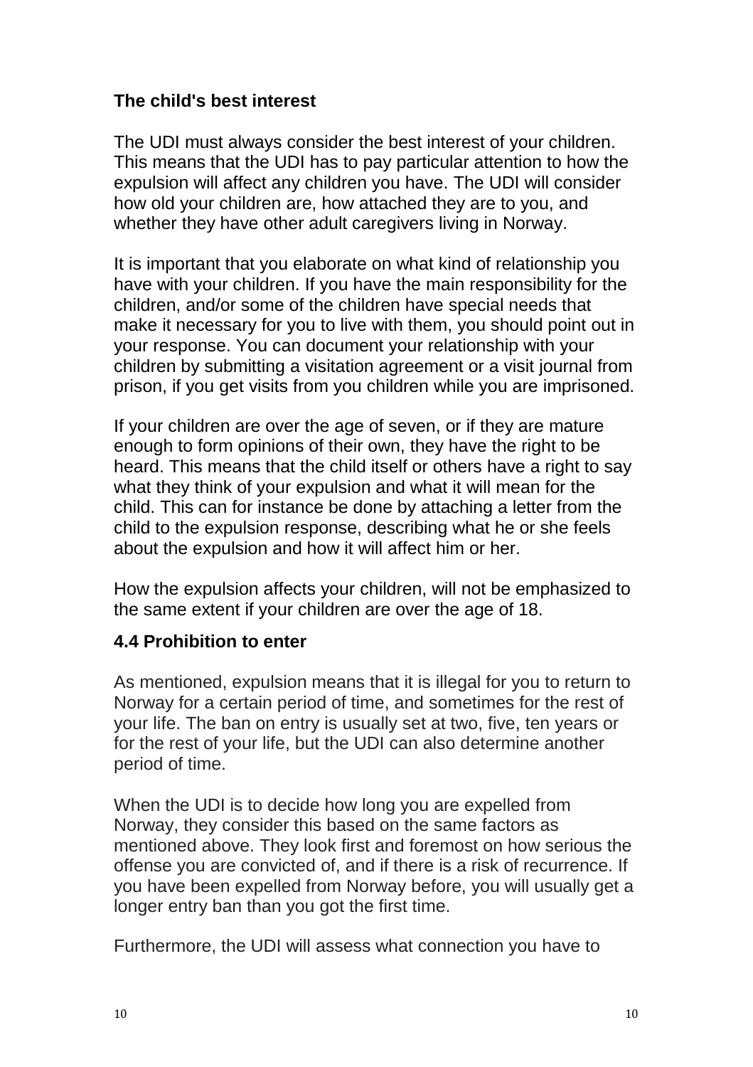### The child's best interest

The UDI must always consider the best interest of your children. This means that the UDI has to pay particular attention to how the expulsion will affect any children you have. The UDI will consider how old your children are, how attached they are to you, and whether they have other adult caregivers living in Norway.

It is important that you elaborate on what kind of relationship you have with your children. If you have the main responsibility for the children, and/or some of the children have special needs that make it necessary for you to live with them, you should point out in your response. You can document your relationship with your children by submitting a visitation agreement or a visit journal from prison, if you get visits from you children while you are imprisoned.

If your children are over the age of seven, or if they are mature enough to form opinions of their own, they have the right to be heard. This means that the child itself or others have a right to say what they think of your expulsion and what it will mean for the child. This can for instance be done by attaching a letter from the child to the expulsion response, describing what he or she feels about the expulsion and how it will affect him or her.

How the expulsion affects your children, will not be emphasized to the same extent if your children are over the age of 18.

### 4.4 Prohibition to enter

As mentioned, expulsion means that it is illegal for you to return to Norway for a certain period of time, and sometimes for the rest of your life. The ban on entry is usually set at two, five, ten years or for the rest of your life, but the UDI can also determine another period of time.

When the UDI is to decide how long you are expelled from Norway, they consider this based on the same factors as mentioned above. They look first and foremost on how serious the offense you are convicted of, and if there is a risk of recurrence. If you have been expelled from Norway before, you will usually get a longer entry ban than you got the first time.

Furthermore, the UDI will assess what connection you have to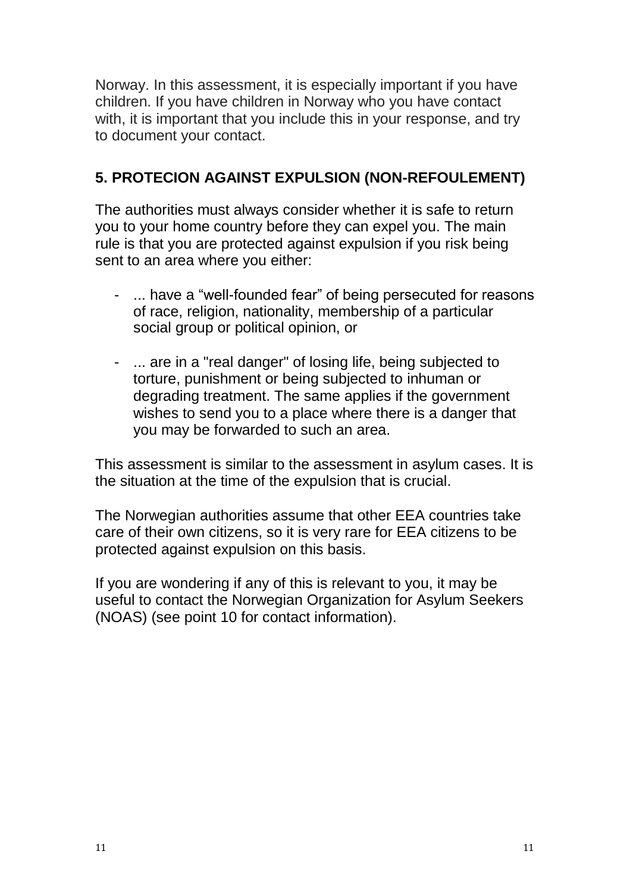Norway. In this assessment, it is especially important if you have children. If you have children in Norway who you have contact with, it is important that you include this in your response, and try to document your contact.

## 5. PROTECION AGAINST EXPULSION (NON-REFOULEMENT)

The authorities must always consider whether it is safe to return you to your home country before they can expel you. The main rule is that you are protected against expulsion if you risk being sent to an area where you either:

- ... have a "well-founded fear" of being persecuted for reasons of race, religion, nationality, membership of a particular social group or political opinion, or
- ... are in a "real danger" of losing life, being subjected to torture, punishment or being subjected to inhuman or degrading treatment. The same applies if the government wishes to send you to a place where there is a danger that you may be forwarded to such an area.

This assessment is similar to the assessment in asylum cases. It is the situation at the time of the expulsion that is crucial.

The Norwegian authorities assume that other EEA countries take care of their own citizens, so it is very rare for EEA citizens to be protected against expulsion on this basis.

If you are wondering if any of this is relevant to you, it may be useful to contact the Norwegian Organization for Asylum Seekers (NOAS) (see point 10 for contact information).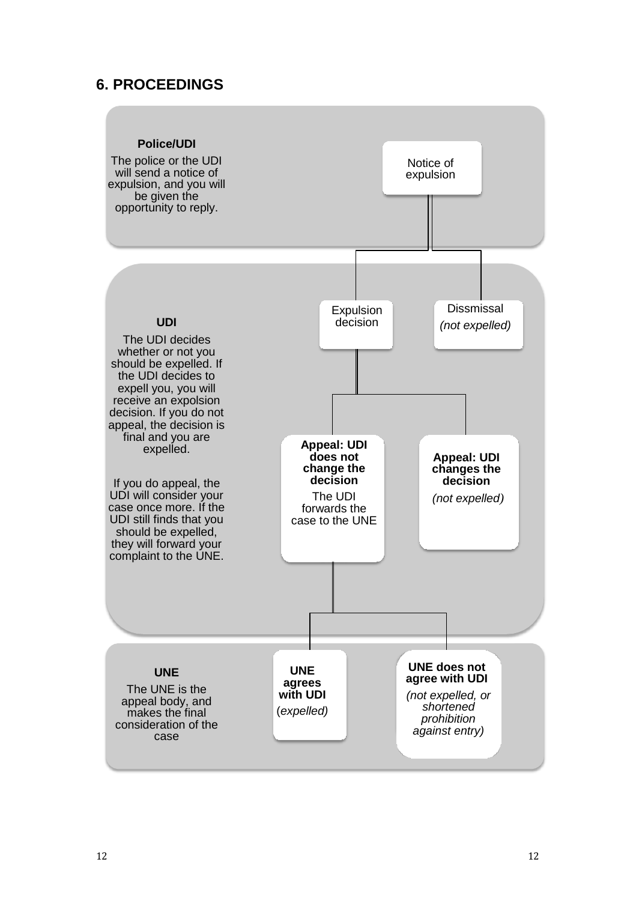## 6. PROCEEDINGS

**Police/UDI**

The police or the UDI will send a notice of expulsion, and you will be given the opportunity to reply.

Notice of expulsion

Expulsion decision

Dissmissal *(not expelled)*

**UDI**

The UDI decides whether or not you should be expelled. If the UDI decides to expell you, you will receive an expolsion decision. If you do not appeal, the decision is final and you are expelled.

If you do appeal, the UDI will consider your case once more. If the UDI still finds that you should be expelled, they will forward your complaint to the UNE.

**Appeal: UDI does not change the decision**

The UDI forwards the case to the UNE

**Appeal: UDI changes the decision**

*(not expelled)*

**UNE**

The UNE is the appeal body, and makes the final consideration of the case

**UNE agrees with UDI**

(*expelled)*

**UNE does not agree with UDI**

*(not expelled, or shortened prohibition against entry)*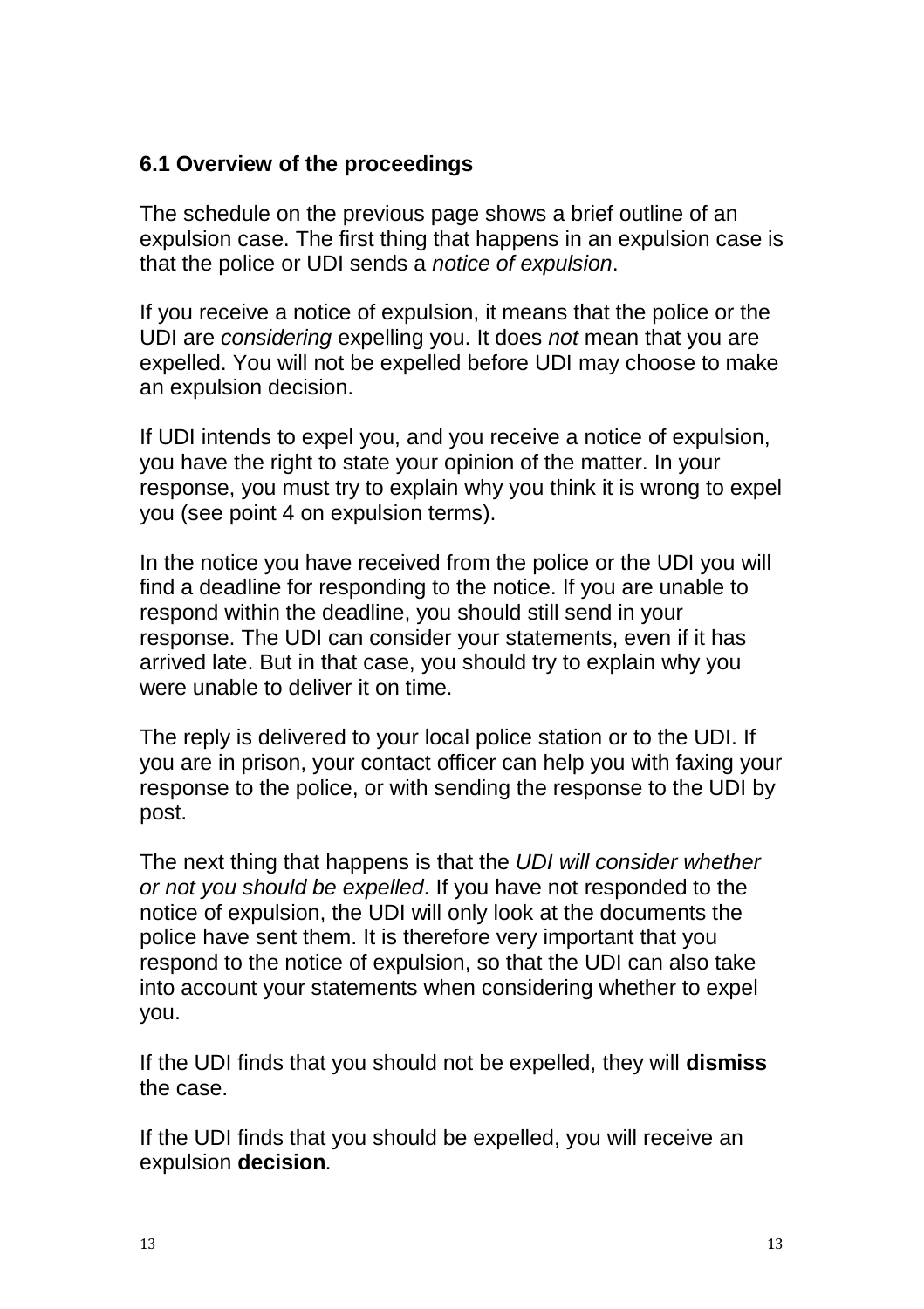### 6.1 Overview of the proceedings

The schedule on the previous page shows a brief outline of an expulsion case. The first thing that happens in an expulsion case is that the police or UDI sends a *notice of expulsion*.

If you receive a notice of expulsion, it means that the police or the UDI are *considering* expelling you. It does *not* mean that you are expelled. You will not be expelled before UDI may choose to make an expulsion decision.

If UDI intends to expel you, and you receive a notice of expulsion, you have the right to state your opinion of the matter. In your response, you must try to explain why you think it is wrong to expel you (see point 4 on expulsion terms).

In the notice you have received from the police or the UDI you will find a deadline for responding to the notice. If you are unable to respond within the deadline, you should still send in your response. The UDI can consider your statements, even if it has arrived late. But in that case, you should try to explain why you were unable to deliver it on time.

The reply is delivered to your local police station or to the UDI. If you are in prison, your contact officer can help you with faxing your response to the police, or with sending the response to the UDI by post.

The next thing that happens is that the *UDI will consider whether or not you should be expelled*. If you have not responded to the notice of expulsion, the UDI will only look at the documents the police have sent them. It is therefore very important that you respond to the notice of expulsion, so that the UDI can also take into account your statements when considering whether to expel you.

If the UDI finds that you should not be expelled, they will **dismiss** the case.

If the UDI finds that you should be expelled, you will receive an expulsion **decision**.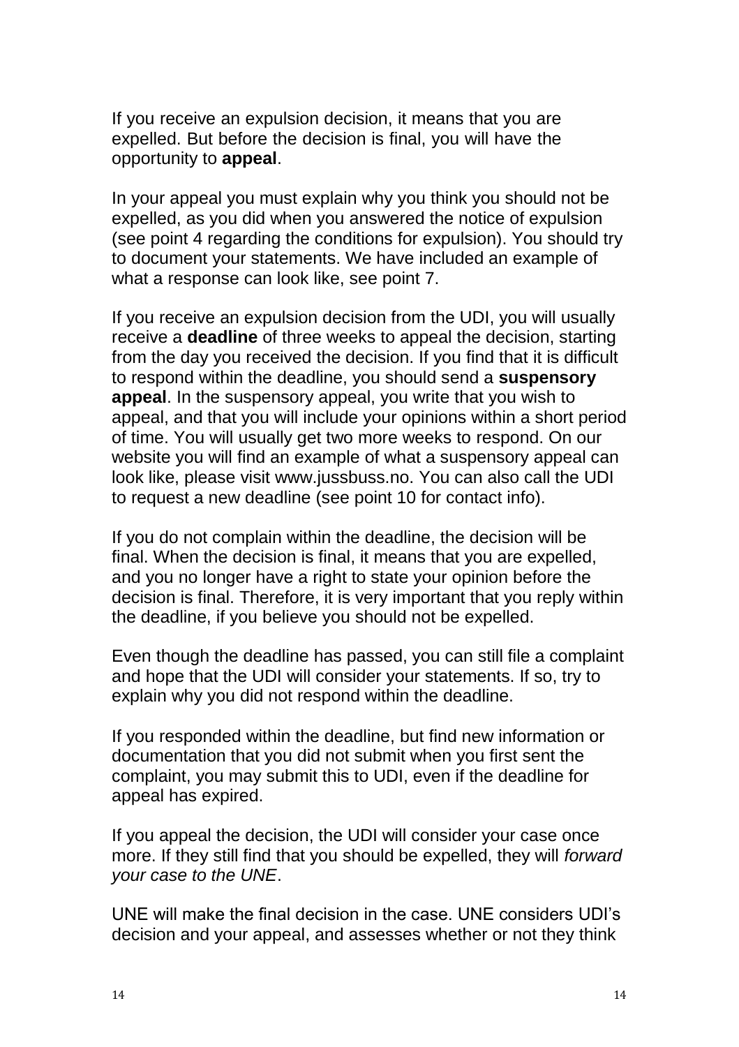If you receive an expulsion decision, it means that you are expelled. But before the decision is final, you will have the opportunity to **appeal**.

In your appeal you must explain why you think you should not be expelled, as you did when you answered the notice of expulsion (see point 4 regarding the conditions for expulsion). You should try to document your statements. We have included an example of what a response can look like, see point 7.

If you receive an expulsion decision from the UDI, you will usually receive a **deadline** of three weeks to appeal the decision, starting from the day you received the decision. If you find that it is difficult to respond within the deadline, you should send a **suspensory appeal**. In the suspensory appeal, you write that you wish to appeal, and that you will include your opinions within a short period of time. You will usually get two more weeks to respond. On our website you will find an example of what a suspensory appeal can look like, please visit www.jussbuss.no. You can also call the UDI to request a new deadline (see point 10 for contact info).

If you do not complain within the deadline, the decision will be final. When the decision is final, it means that you are expelled, and you no longer have a right to state your opinion before the decision is final. Therefore, it is very important that you reply within the deadline, if you believe you should not be expelled.

Even though the deadline has passed, you can still file a complaint and hope that the UDI will consider your statements. If so, try to explain why you did not respond within the deadline.

If you responded within the deadline, but find new information or documentation that you did not submit when you first sent the complaint, you may submit this to UDI, even if the deadline for appeal has expired.

If you appeal the decision, the UDI will consider your case once more. If they still find that you should be expelled, they will *forward your case to the UNE*.

UNE will make the final decision in the case. UNE considers UDI's decision and your appeal, and assesses whether or not they think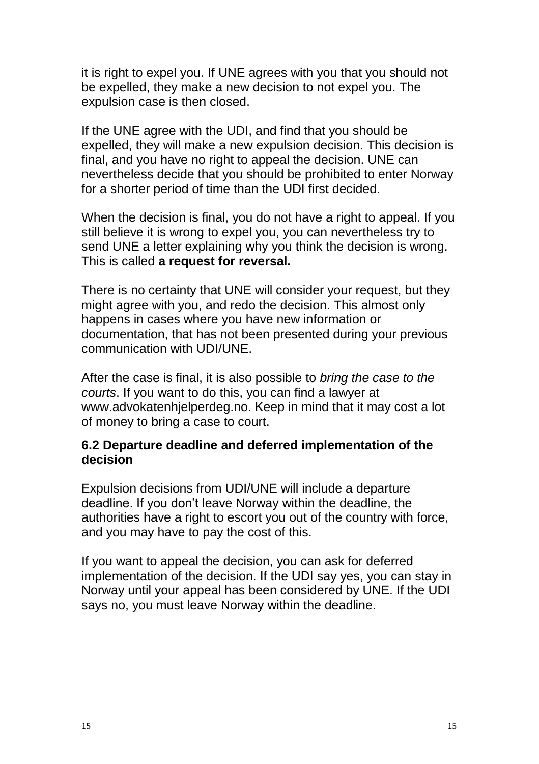it is right to expel you. If UNE agrees with you that you should not be expelled, they make a new decision to not expel you. The expulsion case is then closed.

If the UNE agree with the UDI, and find that you should be expelled, they will make a new expulsion decision. This decision is final, and you have no right to appeal the decision. UNE can nevertheless decide that you should be prohibited to enter Norway for a shorter period of time than the UDI first decided.

When the decision is final, you do not have a right to appeal. If you still believe it is wrong to expel you, you can nevertheless try to send UNE a letter explaining why you think the decision is wrong. This is called **a request for reversal.**

There is no certainty that UNE will consider your request, but they might agree with you, and redo the decision. This almost only happens in cases where you have new information or documentation, that has not been presented during your previous communication with UDI/UNE.

After the case is final, it is also possible to *bring the case to the courts*. If you want to do this, you can find a lawyer at www.advokatenhjelperdeg.no. Keep in mind that it may cost a lot of money to bring a case to court.

### 6.2 Departure deadline and deferred implementation of the decision

Expulsion decisions from UDI/UNE will include a departure deadline. If you don't leave Norway within the deadline, the authorities have a right to escort you out of the country with force, and you may have to pay the cost of this.

If you want to appeal the decision, you can ask for deferred implementation of the decision. If the UDI say yes, you can stay in Norway until your appeal has been considered by UNE. If the UDI says no, you must leave Norway within the deadline.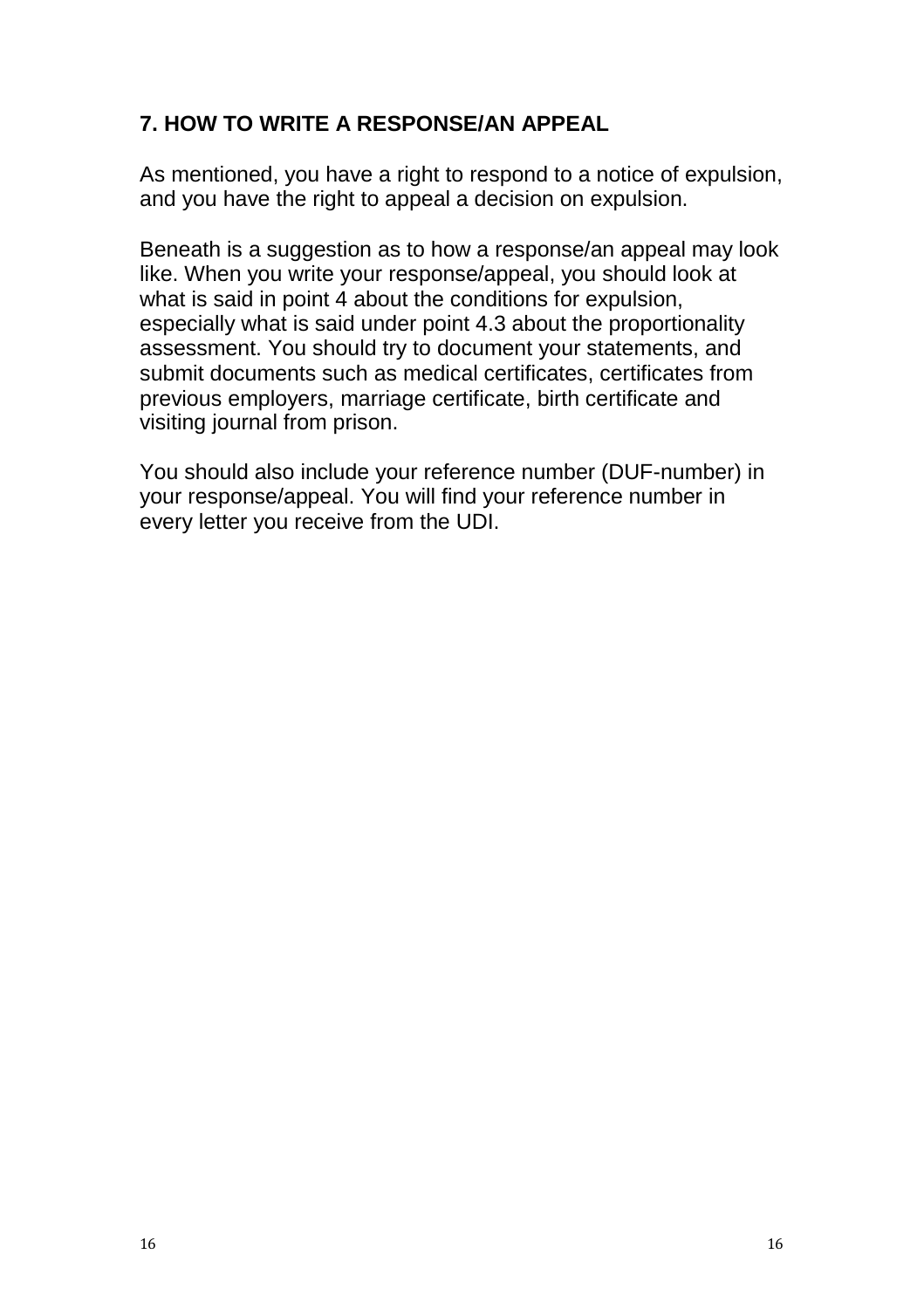## 7. HOW TO WRITE A RESPONSE/AN APPEAL

As mentioned, you have a right to respond to a notice of expulsion, and you have the right to appeal a decision on expulsion.

Beneath is a suggestion as to how a response/an appeal may look like. When you write your response/appeal, you should look at what is said in point 4 about the conditions for expulsion, especially what is said under point 4.3 about the proportionality assessment. You should try to document your statements, and submit documents such as medical certificates, certificates from previous employers, marriage certificate, birth certificate and visiting journal from prison.

You should also include your reference number (DUF-number) in your response/appeal. You will find your reference number in every letter you receive from the UDI.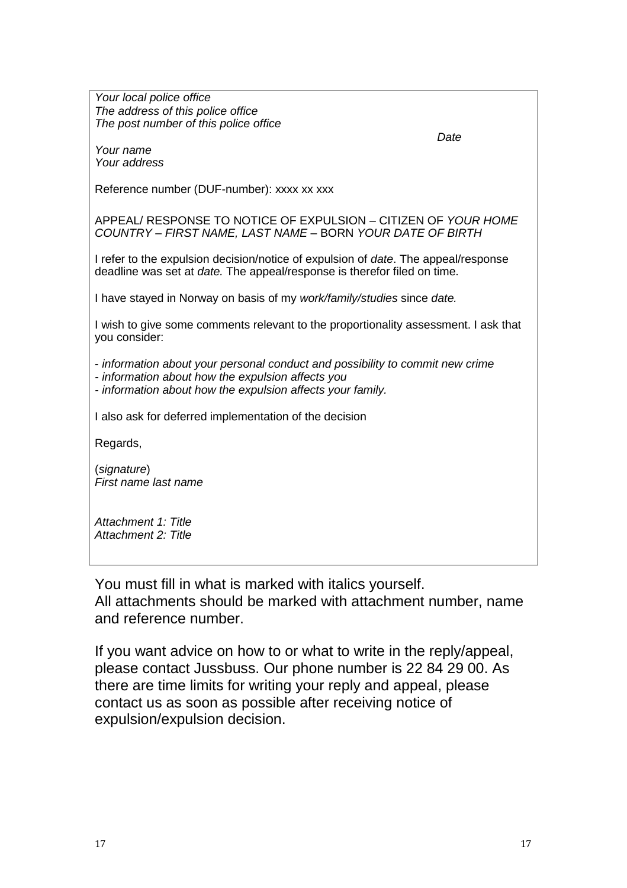*Your local police office*
*The address of this police office*
*The post number of this police office*

*Date*

*Your name*
*Your address*

Reference number (DUF-number): xxxx xx xxx

APPEAL/ RESPONSE TO NOTICE OF EXPULSION – CITIZEN OF *YOUR HOME COUNTRY – FIRST NAME, LAST NAME* – BORN *YOUR DATE OF BIRTH*

I refer to the expulsion decision/notice of expulsion of *date*. The appeal/response deadline was set at *date.* The appeal/response is therefor filed on time.

I have stayed in Norway on basis of my *work/family/studies* since *date.*

I wish to give some comments relevant to the proportionality assessment. I ask that you consider:

- *information about your personal conduct and possibility to commit new crime*
- *information about how the expulsion affects you*
- *information about how the expulsion affects your family.*

I also ask for deferred implementation of the decision

Regards,

(*signature*)
*First name last name*

*Attachment 1: Title*
*Attachment 2: Title*

You must fill in what is marked with italics yourself.
All attachments should be marked with attachment number, name and reference number.

If you want advice on how to or what to write in the reply/appeal, please contact Jussbuss. Our phone number is 22 84 29 00. As there are time limits for writing your reply and appeal, please contact us as soon as possible after receiving notice of expulsion/expulsion decision.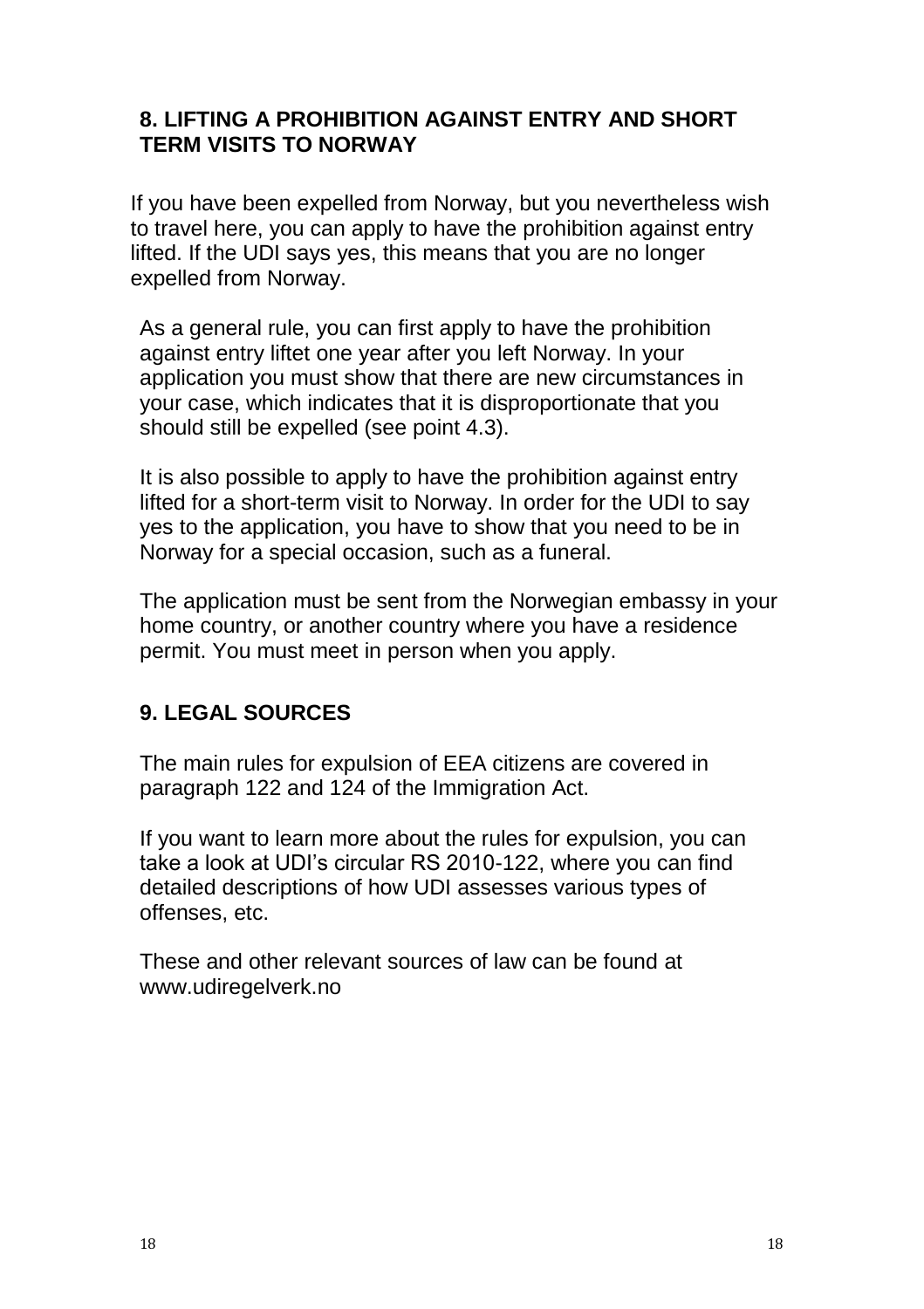## 8. LIFTING A PROHIBITION AGAINST ENTRY AND SHORT TERM VISITS TO NORWAY

If you have been expelled from Norway, but you nevertheless wish to travel here, you can apply to have the prohibition against entry lifted. If the UDI says yes, this means that you are no longer expelled from Norway.

As a general rule, you can first apply to have the prohibition against entry liftet one year after you left Norway. In your application you must show that there are new circumstances in your case, which indicates that it is disproportionate that you should still be expelled (see point 4.3).

It is also possible to apply to have the prohibition against entry lifted for a short-term visit to Norway. In order for the UDI to say yes to the application, you have to show that you need to be in Norway for a special occasion, such as a funeral.

The application must be sent from the Norwegian embassy in your home country, or another country where you have a residence permit. You must meet in person when you apply.

## 9. LEGAL SOURCES

The main rules for expulsion of EEA citizens are covered in paragraph 122 and 124 of the Immigration Act.

If you want to learn more about the rules for expulsion, you can take a look at UDI's circular RS 2010-122, where you can find detailed descriptions of how UDI assesses various types of offenses, etc.

These and other relevant sources of law can be found at www.udiregelverk.no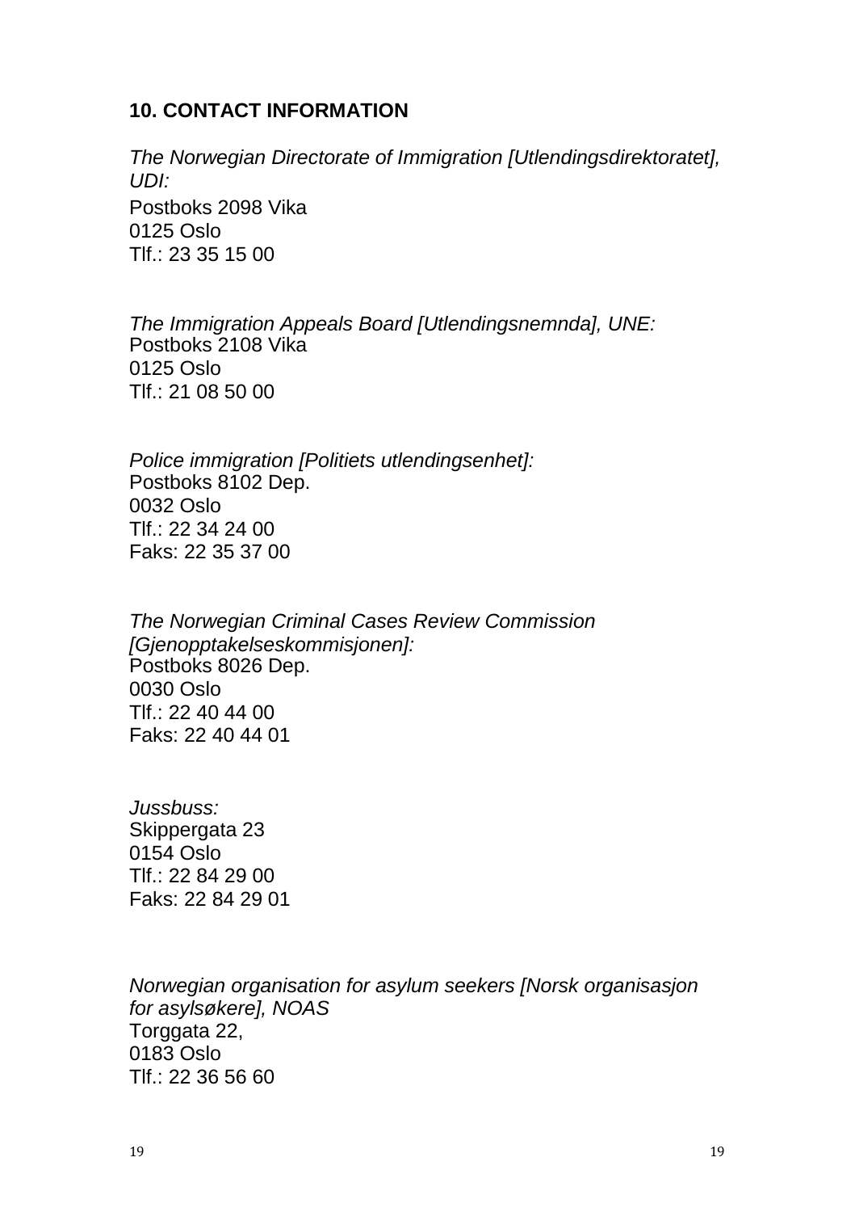## 10. CONTACT INFORMATION

*The Norwegian Directorate of Immigration [Utlendingsdirektoratet], UDI:*
Postboks 2098 Vika
0125 Oslo
Tlf.: 23 35 15 00

*The Immigration Appeals Board [Utlendingsnemnda], UNE:*
Postboks 2108 Vika
0125 Oslo
Tlf.: 21 08 50 00

*Police immigration [Politiets utlendingsenhet]:*
Postboks 8102 Dep.
0032 Oslo
Tlf.: 22 34 24 00
Faks: 22 35 37 00

*The Norwegian Criminal Cases Review Commission [Gjenopptakelseskommisjonen]:*
Postboks 8026 Dep.
0030 Oslo
Tlf.: 22 40 44 00
Faks: 22 40 44 01

*Jussbuss:*
Skippergata 23
0154 Oslo
Tlf.: 22 84 29 00
Faks: 22 84 29 01

*Norwegian organisation for asylum seekers [Norsk organisasjon for asylsøkere], NOAS*
Torggata 22,
0183 Oslo
Tlf.: 22 36 56 60